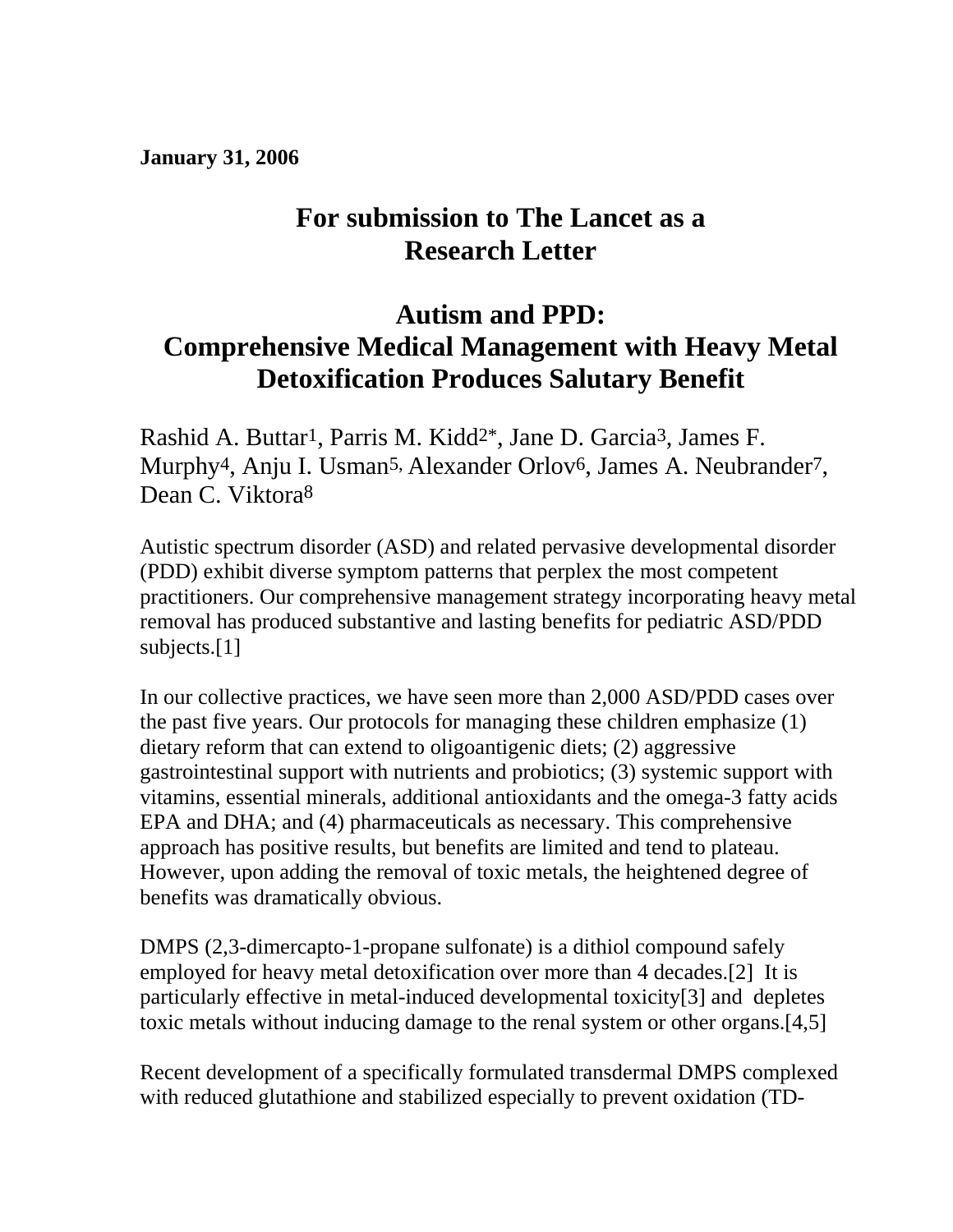**January 31, 2006**

# For submission to The Lancet as a Research Letter

# Autism and PPD: Comprehensive Medical Management with Heavy Metal Detoxification Produces Salutary Benefit

Rashid A. Buttar[1], Parris M. Kidd[2*], Jane D. Garcia[3], James F. Murphy[4], Anju I. Usman[5], Alexander Orlov[6], James A. Neubrander[7], Dean C. Viktora[8]

Autistic spectrum disorder (ASD) and related pervasive developmental disorder (PDD) exhibit diverse symptom patterns that perplex the most competent practitioners. Our comprehensive management strategy incorporating heavy metal removal has produced substantive and lasting benefits for pediatric ASD/PDD subjects.[1]

In our collective practices, we have seen more than 2,000 ASD/PDD cases over the past five years. Our protocols for managing these children emphasize (1) dietary reform that can extend to oligoantigenic diets; (2) aggressive gastrointestinal support with nutrients and probiotics; (3) systemic support with vitamins, essential minerals, additional antioxidants and the omega-3 fatty acids EPA and DHA; and (4) pharmaceuticals as necessary. This comprehensive approach has positive results, but benefits are limited and tend to plateau. However, upon adding the removal of toxic metals, the heightened degree of benefits was dramatically obvious.

DMPS (2,3-dimercapto-1-propane sulfonate) is a dithiol compound safely employed for heavy metal detoxification over more than 4 decades.[2] It is particularly effective in metal-induced developmental toxicity[3] and depletes toxic metals without inducing damage to the renal system or other organs.[4,5]

Recent development of a specifically formulated transdermal DMPS complexed with reduced glutathione and stabilized especially to prevent oxidation (TD-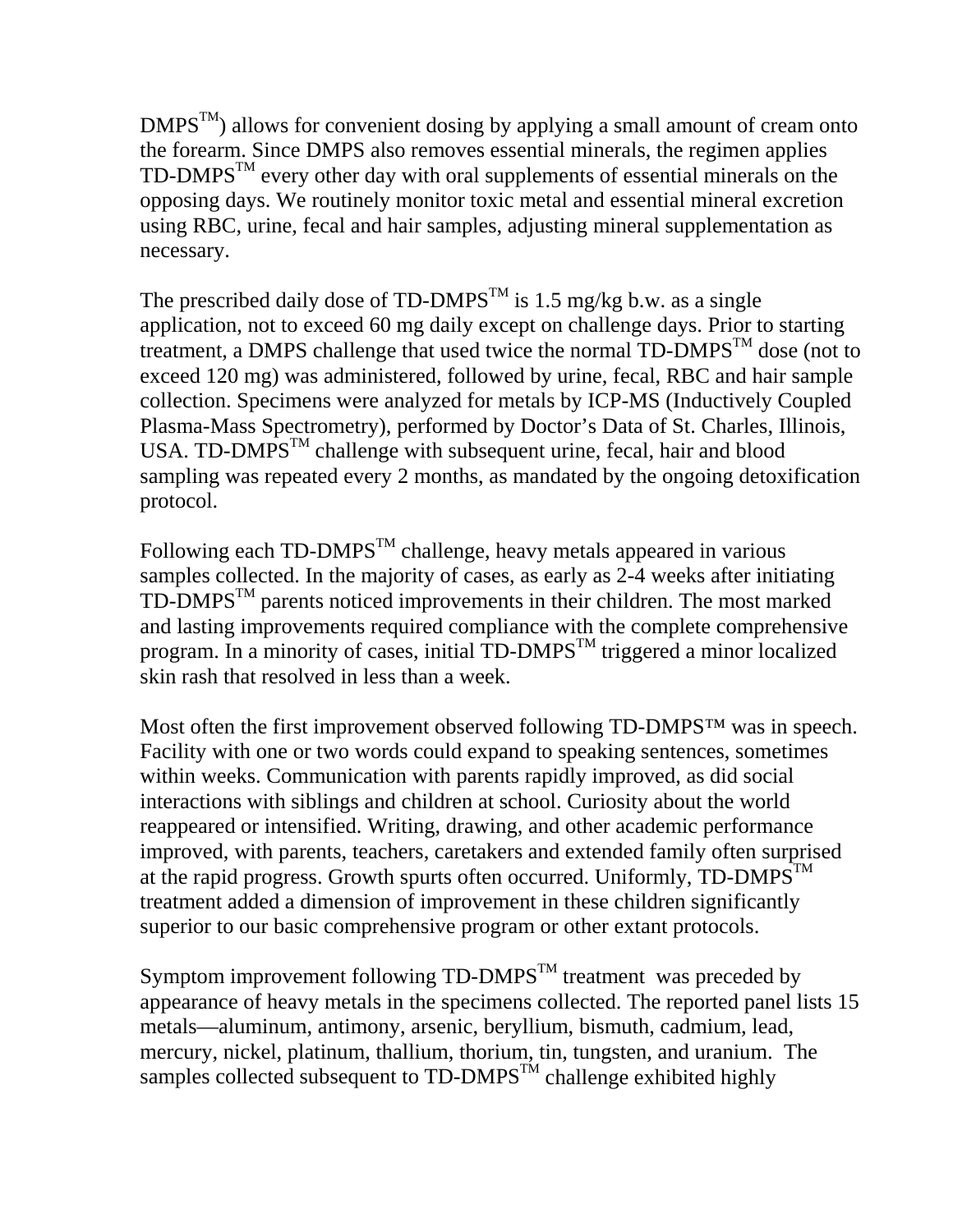DMPS™) allows for convenient dosing by applying a small amount of cream onto the forearm. Since DMPS also removes essential minerals, the regimen applies TD-DMPS™ every other day with oral supplements of essential minerals on the opposing days. We routinely monitor toxic metal and essential mineral excretion using RBC, urine, fecal and hair samples, adjusting mineral supplementation as necessary.

The prescribed daily dose of TD-DMPS™ is 1.5 mg/kg b.w. as a single application, not to exceed 60 mg daily except on challenge days. Prior to starting treatment, a DMPS challenge that used twice the normal TD-DMPS™ dose (not to exceed 120 mg) was administered, followed by urine, fecal, RBC and hair sample collection. Specimens were analyzed for metals by ICP-MS (Inductively Coupled Plasma-Mass Spectrometry), performed by Doctor's Data of St. Charles, Illinois, USA. TD-DMPS™ challenge with subsequent urine, fecal, hair and blood sampling was repeated every 2 months, as mandated by the ongoing detoxification protocol.

Following each TD-DMPS™ challenge, heavy metals appeared in various samples collected. In the majority of cases, as early as 2-4 weeks after initiating TD-DMPS™ parents noticed improvements in their children. The most marked and lasting improvements required compliance with the complete comprehensive program. In a minority of cases, initial TD-DMPS™ triggered a minor localized skin rash that resolved in less than a week.

Most often the first improvement observed following TD-DMPS™ was in speech. Facility with one or two words could expand to speaking sentences, sometimes within weeks. Communication with parents rapidly improved, as did social interactions with siblings and children at school. Curiosity about the world reappeared or intensified. Writing, drawing, and other academic performance improved, with parents, teachers, caretakers and extended family often surprised at the rapid progress. Growth spurts often occurred. Uniformly, TD-DMPS™ treatment added a dimension of improvement in these children significantly superior to our basic comprehensive program or other extant protocols.

Symptom improvement following TD-DMPS™ treatment was preceded by appearance of heavy metals in the specimens collected. The reported panel lists 15 metals—aluminum, antimony, arsenic, beryllium, bismuth, cadmium, lead, mercury, nickel, platinum, thallium, thorium, tin, tungsten, and uranium. The samples collected subsequent to TD-DMPS™ challenge exhibited highly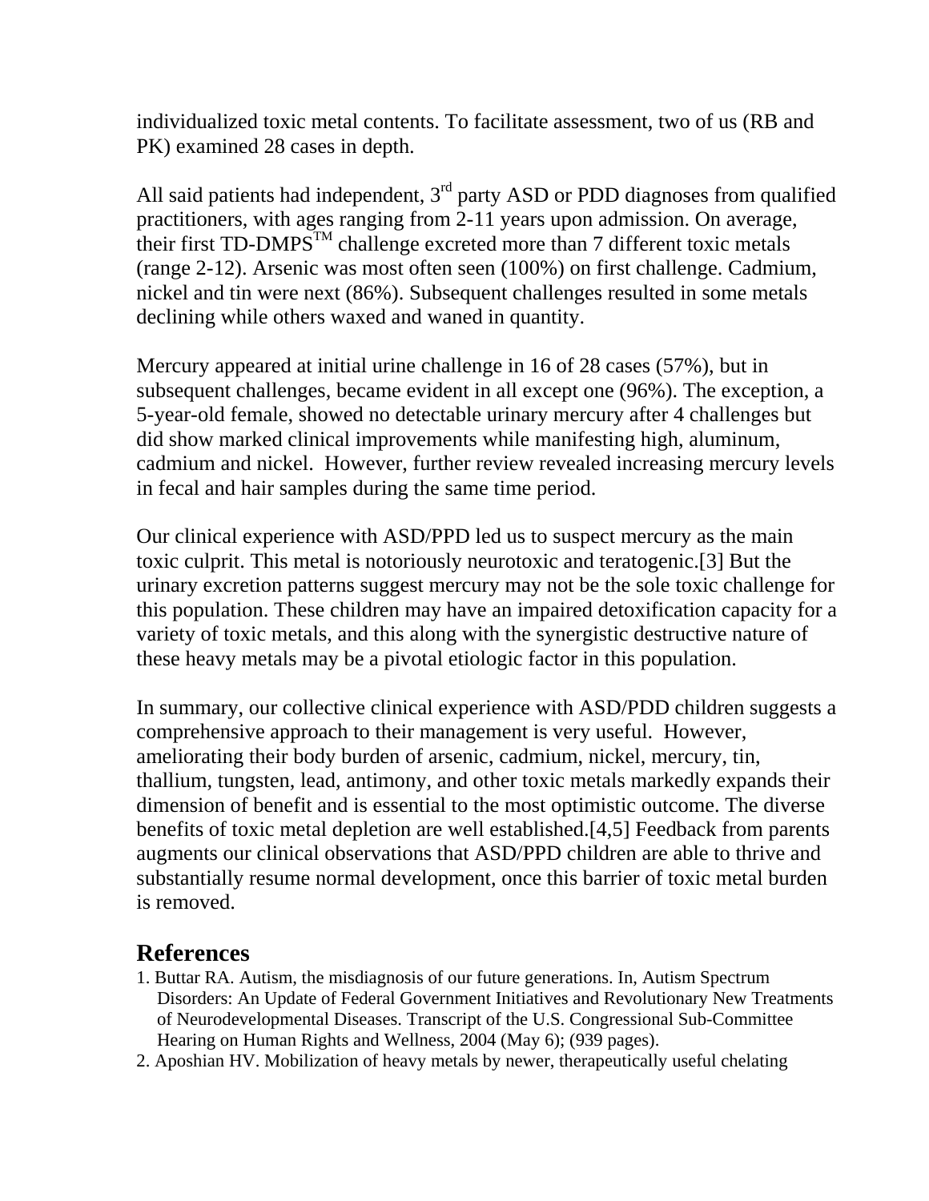individualized toxic metal contents. To facilitate assessment, two of us (RB and PK) examined 28 cases in depth.

All said patients had independent, 3rd party ASD or PDD diagnoses from qualified practitioners, with ages ranging from 2-11 years upon admission. On average, their first TD-DMPS™ challenge excreted more than 7 different toxic metals (range 2-12). Arsenic was most often seen (100%) on first challenge. Cadmium, nickel and tin were next (86%). Subsequent challenges resulted in some metals declining while others waxed and waned in quantity.

Mercury appeared at initial urine challenge in 16 of 28 cases (57%), but in subsequent challenges, became evident in all except one (96%). The exception, a 5-year-old female, showed no detectable urinary mercury after 4 challenges but did show marked clinical improvements while manifesting high, aluminum, cadmium and nickel. However, further review revealed increasing mercury levels in fecal and hair samples during the same time period.

Our clinical experience with ASD/PPD led us to suspect mercury as the main toxic culprit. This metal is notoriously neurotoxic and teratogenic.[3] But the urinary excretion patterns suggest mercury may not be the sole toxic challenge for this population. These children may have an impaired detoxification capacity for a variety of toxic metals, and this along with the synergistic destructive nature of these heavy metals may be a pivotal etiologic factor in this population.

In summary, our collective clinical experience with ASD/PDD children suggests a comprehensive approach to their management is very useful. However, ameliorating their body burden of arsenic, cadmium, nickel, mercury, tin, thallium, tungsten, lead, antimony, and other toxic metals markedly expands their dimension of benefit and is essential to the most optimistic outcome. The diverse benefits of toxic metal depletion are well established.[4,5] Feedback from parents augments our clinical observations that ASD/PPD children are able to thrive and substantially resume normal development, once this barrier of toxic metal burden is removed.

## References

1. Buttar RA. Autism, the misdiagnosis of our future generations. In, Autism Spectrum Disorders: An Update of Federal Government Initiatives and Revolutionary New Treatments of Neurodevelopmental Diseases. Transcript of the U.S. Congressional Sub-Committee Hearing on Human Rights and Wellness, 2004 (May 6); (939 pages).
2. Aposhian HV. Mobilization of heavy metals by newer, therapeutically useful chelating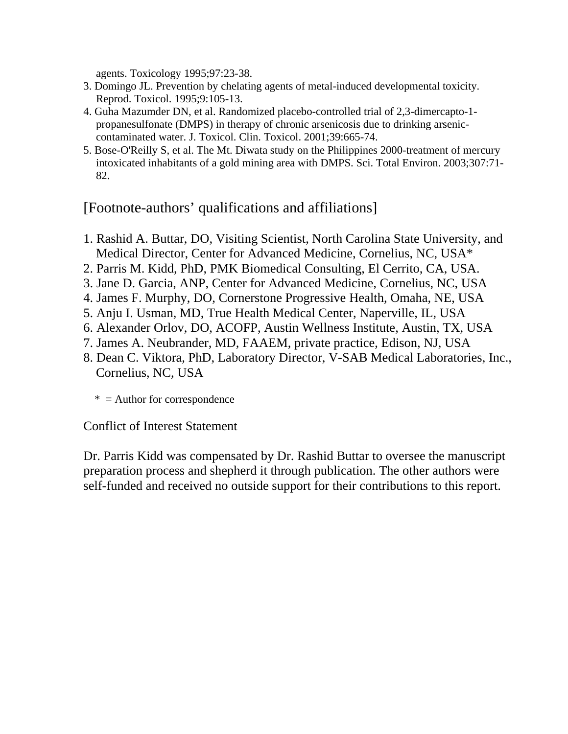agents. Toxicology 1995;97:23-38.

3. Domingo JL. Prevention by chelating agents of metal-induced developmental toxicity. Reprod. Toxicol. 1995;9:105-13.
4. Guha Mazumder DN, et al. Randomized placebo-controlled trial of 2,3-dimercapto-1-propanesulfonate (DMPS) in therapy of chronic arsenicosis due to drinking arsenic-contaminated water. J. Toxicol. Clin. Toxicol. 2001;39:665-74.
5. Bose-O'Reilly S, et al. The Mt. Diwata study on the Philippines 2000-treatment of mercury intoxicated inhabitants of a gold mining area with DMPS. Sci. Total Environ. 2003;307:71-82.

## [Footnote-authors' qualifications and affiliations]

1. Rashid A. Buttar, DO, Visiting Scientist, North Carolina State University, and Medical Director, Center for Advanced Medicine, Cornelius, NC, USA*
2. Parris M. Kidd, PhD, PMK Biomedical Consulting, El Cerrito, CA, USA.
3. Jane D. Garcia, ANP, Center for Advanced Medicine, Cornelius, NC, USA
4. James F. Murphy, DO, Cornerstone Progressive Health, Omaha, NE, USA
5. Anju I. Usman, MD, True Health Medical Center, Naperville, IL, USA
6. Alexander Orlov, DO, ACOFP, Austin Wellness Institute, Austin, TX, USA
7. James A. Neubrander, MD, FAAEM, private practice, Edison, NJ, USA
8. Dean C. Viktora, PhD, Laboratory Director, V-SAB Medical Laboratories, Inc., Cornelius, NC, USA

\* = Author for correspondence

Conflict of Interest Statement

Dr. Parris Kidd was compensated by Dr. Rashid Buttar to oversee the manuscript preparation process and shepherd it through publication. The other authors were self-funded and received no outside support for their contributions to this report.